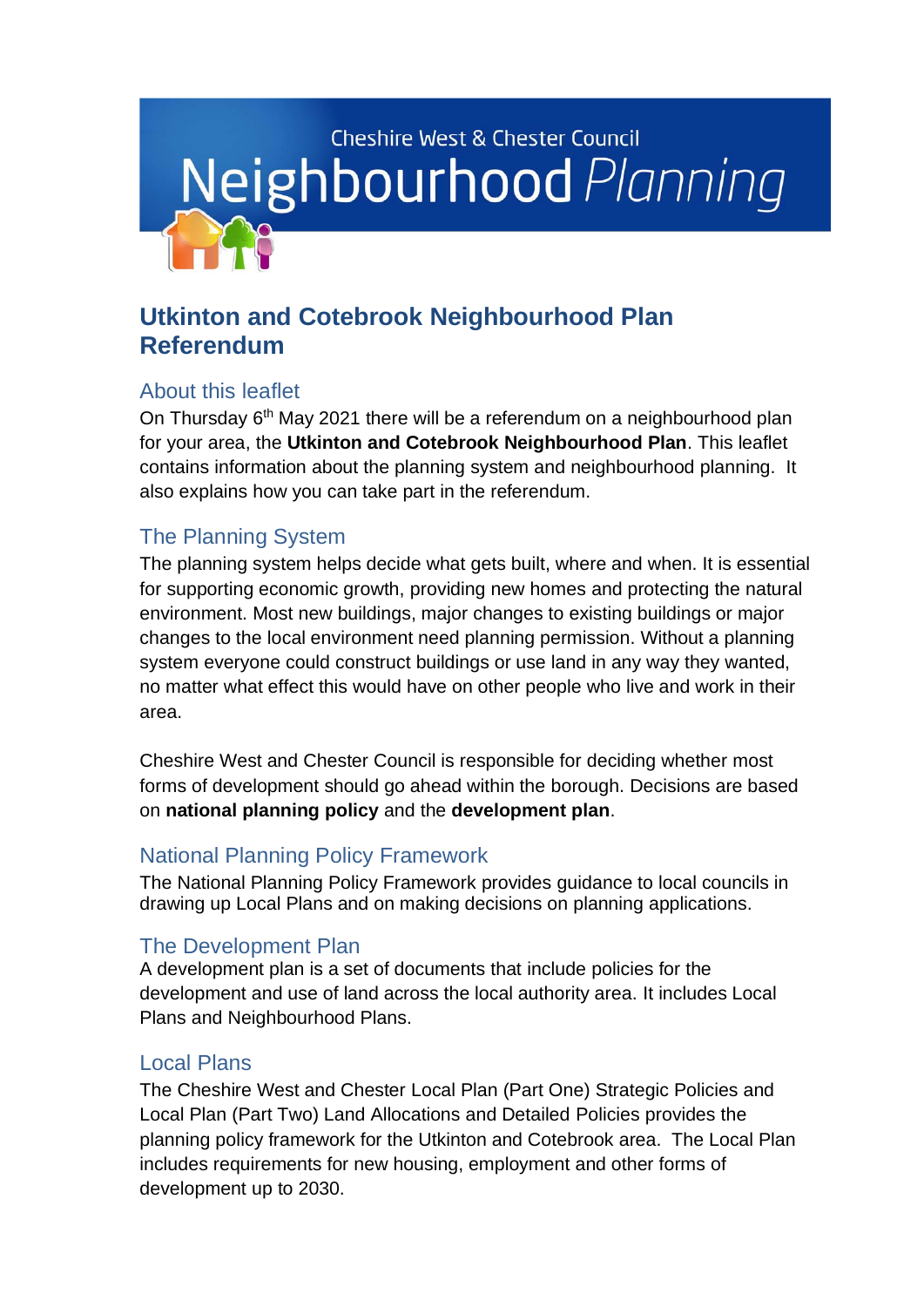Cheshire West & Chester Council

Neighbourhood *Planning*

# Utkinton and Cotebrook Neighbourhood Plan Referendum

## About this leaflet

On Thursday 6th May 2021 there will be a referendum on a neighbourhood plan for your area, the **Utkinton and Cotebrook Neighbourhood Plan**. This leaflet contains information about the planning system and neighbourhood planning. It also explains how you can take part in the referendum.

## The Planning System

The planning system helps decide what gets built, where and when. It is essential for supporting economic growth, providing new homes and protecting the natural environment. Most new buildings, major changes to existing buildings or major changes to the local environment need planning permission. Without a planning system everyone could construct buildings or use land in any way they wanted, no matter what effect this would have on other people who live and work in their area.

Cheshire West and Chester Council is responsible for deciding whether most forms of development should go ahead within the borough. Decisions are based on **national planning policy** and the **development plan**.

## National Planning Policy Framework

The National Planning Policy Framework provides guidance to local councils in drawing up Local Plans and on making decisions on planning applications.

## The Development Plan

A development plan is a set of documents that include policies for the development and use of land across the local authority area. It includes Local Plans and Neighbourhood Plans.

## Local Plans

The Cheshire West and Chester Local Plan (Part One) Strategic Policies and Local Plan (Part Two) Land Allocations and Detailed Policies provides the planning policy framework for the Utkinton and Cotebrook area. The Local Plan includes requirements for new housing, employment and other forms of development up to 2030.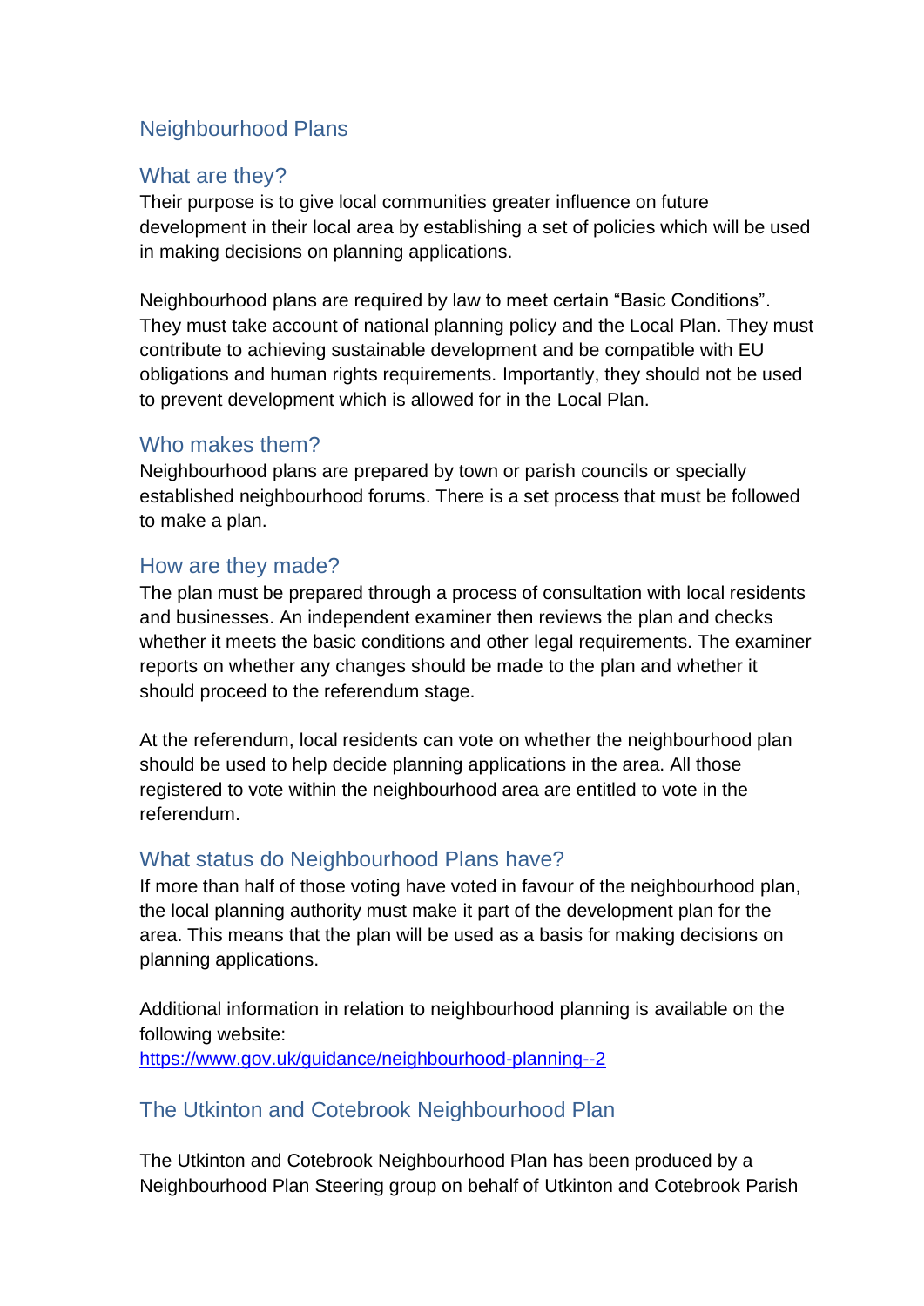## Neighbourhood Plans

### What are they?

Their purpose is to give local communities greater influence on future development in their local area by establishing a set of policies which will be used in making decisions on planning applications.

Neighbourhood plans are required by law to meet certain “Basic Conditions”. They must take account of national planning policy and the Local Plan. They must contribute to achieving sustainable development and be compatible with EU obligations and human rights requirements. Importantly, they should not be used to prevent development which is allowed for in the Local Plan.

### Who makes them?

Neighbourhood plans are prepared by town or parish councils or specially established neighbourhood forums. There is a set process that must be followed to make a plan.

### How are they made?

The plan must be prepared through a process of consultation with local residents and businesses. An independent examiner then reviews the plan and checks whether it meets the basic conditions and other legal requirements. The examiner reports on whether any changes should be made to the plan and whether it should proceed to the referendum stage.

At the referendum, local residents can vote on whether the neighbourhood plan should be used to help decide planning applications in the area. All those registered to vote within the neighbourhood area are entitled to vote in the referendum.

### What status do Neighbourhood Plans have?

If more than half of those voting have voted in favour of the neighbourhood plan, the local planning authority must make it part of the development plan for the area. This means that the plan will be used as a basis for making decisions on planning applications.

Additional information in relation to neighbourhood planning is available on the following website:
[https://www.gov.uk/guidance/neighbourhood-planning--2](https://www.gov.uk/guidance/neighbourhood-planning--2)

## The Utkinton and Cotebrook Neighbourhood Plan

The Utkinton and Cotebrook Neighbourhood Plan has been produced by a Neighbourhood Plan Steering group on behalf of Utkinton and Cotebrook Parish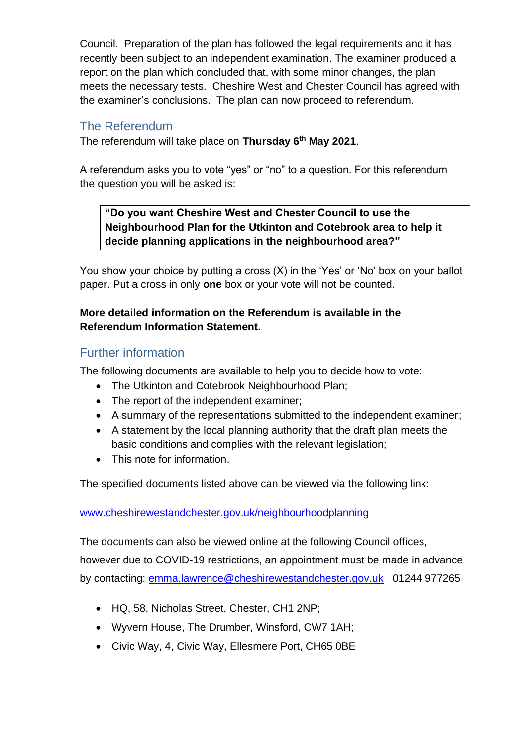Council. Preparation of the plan has followed the legal requirements and it has recently been subject to an independent examination. The examiner produced a report on the plan which concluded that, with some minor changes, the plan meets the necessary tests. Cheshire West and Chester Council has agreed with the examiner's conclusions. The plan can now proceed to referendum.

## The Referendum

The referendum will take place on **Thursday 6th May 2021**.

A referendum asks you to vote "yes" or "no" to a question. For this referendum the question you will be asked is:

> **"Do you want Cheshire West and Chester Council to use the Neighbourhood Plan for the Utkinton and Cotebrook area to help it decide planning applications in the neighbourhood area?"**

You show your choice by putting a cross (X) in the 'Yes' or 'No' box on your ballot paper. Put a cross in only **one** box or your vote will not be counted.

**More detailed information on the Referendum is available in the Referendum Information Statement.**

## Further information

The following documents are available to help you to decide how to vote:

- The Utkinton and Cotebrook Neighbourhood Plan;
- The report of the independent examiner;
- A summary of the representations submitted to the independent examiner;
- A statement by the local planning authority that the draft plan meets the basic conditions and complies with the relevant legislation;
- This note for information.

The specified documents listed above can be viewed via the following link:

www.cheshirewestandchester.gov.uk/neighbourhoodplanning

The documents can also be viewed online at the following Council offices, however due to COVID-19 restrictions, an appointment must be made in advance by contacting: emma.lawrence@cheshirewestandchester.gov.uk 01244 977265

- HQ, 58, Nicholas Street, Chester, CH1 2NP;
- Wyvern House, The Drumber, Winsford, CW7 1AH;
- Civic Way, 4, Civic Way, Ellesmere Port, CH65 0BE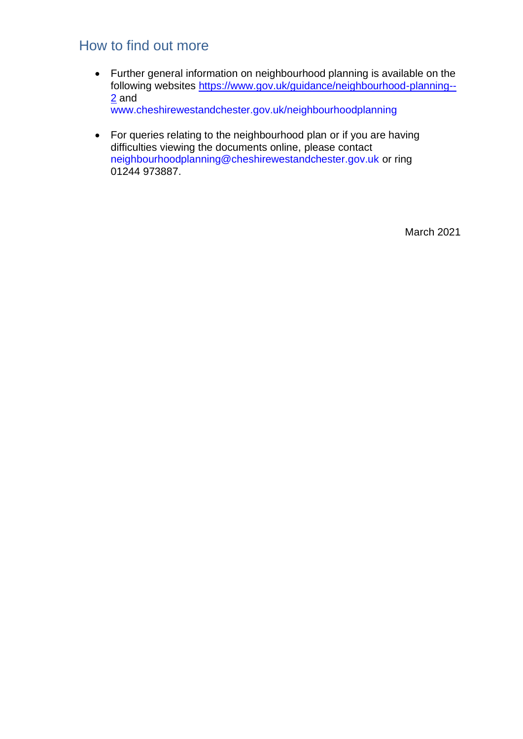## How to find out more

- Further general information on neighbourhood planning is available on the following websites https://www.gov.uk/guidance/neighbourhood-planning--2 and www.cheshirewestandchester.gov.uk/neighbourhoodplanning

- For queries relating to the neighbourhood plan or if you are having difficulties viewing the documents online, please contact neighbourhoodplanning@cheshirewestandchester.gov.uk or ring 01244 973887.

March 2021